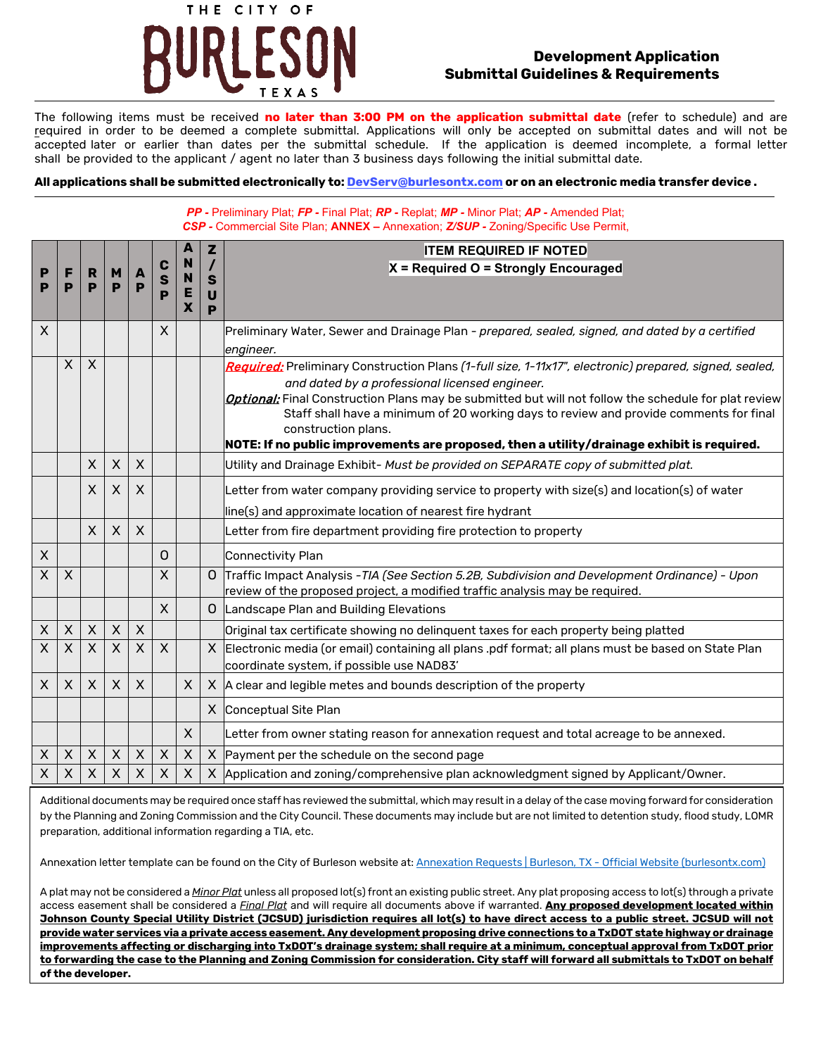# THE CITY OF BURLESON TEXAS

## Development Application Submittal Guidelines & Requirements

The following items must be received **no later than 3:00 PM on the application submittal date** (refer to schedule) and are required in order to be deemed a complete submittal. Applications will only be accepted on submittal dates and will not be accepted later or earlier than dates per the submittal schedule. If the application is deemed incomplete, a formal letter shall be provided to the applicant / agent no later than 3 business days following the initial submittal date.

**All applications shall be submitted electronically to: DevServ@burlesontx.com or on an electronic media transfer device .**

***PP -*** Preliminary Plat; ***FP -*** Final Plat; ***RP -*** Replat; ***MP -*** Minor Plat; ***AP -*** Amended Plat; ***CSP -*** Commercial Site Plan; **ANNEX –** Annexation; ***Z/SUP -*** Zoning/Specific Use Permit,

| PP | FP | RP | MP | AP | CSP | ANNEX | Z/SUP | ITEM REQUIRED IF NOTED<br>X = Required O = Strongly Encouraged |
|---|---|---|---|---|---|---|---|---|
| X | | | | | X | | | Preliminary Water, Sewer and Drainage Plan - *prepared, sealed, signed, and dated by a certified engineer.* |
| | X | X | | | | | | ***Required:*** Preliminary Construction Plans *(1-full size, 1-11x17", electronic) prepared, signed, sealed, and dated by a professional licensed engineer.*<br>***Optional:*** Final Construction Plans may be submitted but will not follow the schedule for plat review Staff shall have a minimum of 20 working days to review and provide comments for final construction plans.<br>**NOTE: If no public improvements are proposed, then a utility/drainage exhibit is required.** |
| | | X | X | X | | | | Utility and Drainage Exhibit- *Must be provided on SEPARATE copy of submitted plat.* |
| | | X | X | X | | | | Letter from water company providing service to property with size(s) and location(s) of water line(s) and approximate location of nearest fire hydrant |
| | | X | X | X | | | | Letter from fire department providing fire protection to property |
| X | | | | | O | | | Connectivity Plan |
| X | X | | | | X | | O | Traffic Impact Analysis -*TIA (See Section 5.2B, Subdivision and Development Ordinance) - Upon review of the proposed project, a modified traffic analysis may be required.* |
| | | | | | X | | O | Landscape Plan and Building Elevations |
| X | X | X | X | X | | | | Original tax certificate showing no delinquent taxes for each property being platted |
| X | X | X | X | X | X | | X | Electronic media (or email) containing all plans .pdf format; all plans must be based on State Plan coordinate system, if possible use NAD83' |
| X | X | X | X | X | | X | X | A clear and legible metes and bounds description of the property |
| | | | | | | | X | Conceptual Site Plan |
| | | | | | | X | | Letter from owner stating reason for annexation request and total acreage to be annexed. |
| X | X | X | X | X | X | X | X | Payment per the schedule on the second page |
| X | X | X | X | X | X | X | X | Application and zoning/comprehensive plan acknowledgment signed by Applicant/Owner. |

Additional documents may be required once staff has reviewed the submittal, which may result in a delay of the case moving forward for consideration by the Planning and Zoning Commission and the City Council. These documents may include but are not limited to detention study, flood study, LOMR preparation, additional information regarding a TIA, etc.

Annexation letter template can be found on the City of Burleson website at: Annexation Requests | Burleson, TX - Official Website (burlesontx.com)

A plat may not be considered a *Minor Plat* unless all proposed lot(s) front an existing public street. Any plat proposing access to lot(s) through a private access easement shall be considered a *Final Plat* and will require all documents above if warranted. **Any proposed development located within Johnson County Special Utility District (JCSUD) jurisdiction requires all lot(s) to have direct access to a public street. JCSUD will not provide water services via a private access easement. Any development proposing drive connections to a TxDOT state highway or drainage improvements affecting or discharging into TxDOT's drainage system; shall require at a minimum, conceptual approval from TxDOT prior to forwarding the case to the Planning and Zoning Commission for consideration. City staff will forward all submittals to TxDOT on behalf of the developer.**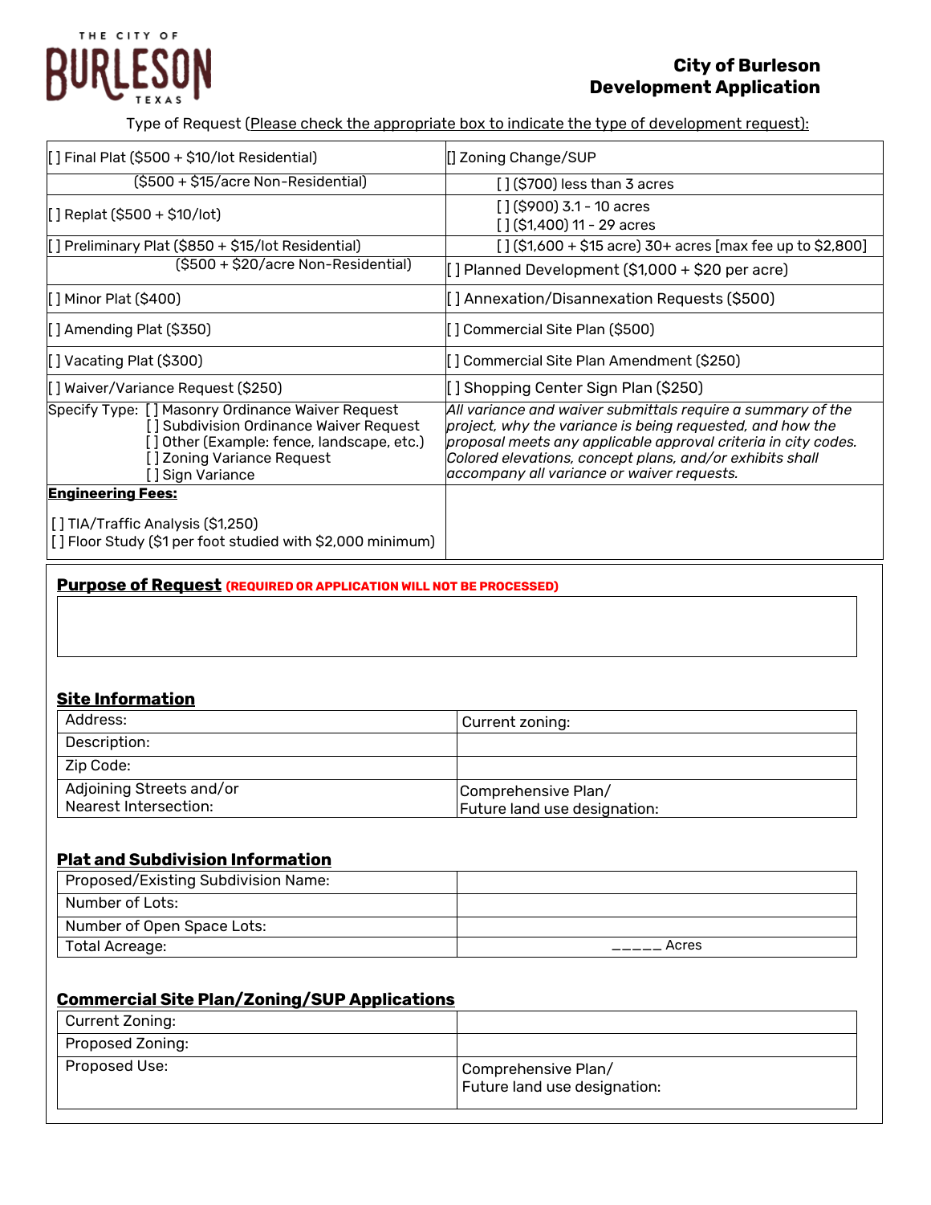THE CITY OF BURLESON TEXAS

# City of Burleson Development Application

Type of Request (Please check the appropriate box to indicate the type of development request):

| | |
|---|---|
| [ ] Final Plat ($500 + $10/lot Residential) | [] Zoning Change/SUP |
| ($500 + $15/acre Non-Residential) | [ ] ($700) less than 3 acres |
| [ ] Replat ($500 + $10/lot) | [ ] ($900) 3.1 - 10 acres<br>[ ] ($1,400) 11 - 29 acres |
| [ ] Preliminary Plat ($850 + $15/lot Residential) | [ ] ($1,600 + $15 acre) 30+ acres [max fee up to $2,800] |
| ($500 + $20/acre Non-Residential) | [ ] Planned Development ($1,000 + $20 per acre) |
| [ ] Minor Plat ($400) | [ ] Annexation/Disannexation Requests ($500) |
| [ ] Amending Plat ($350) | [ ] Commercial Site Plan ($500) |
| [ ] Vacating Plat ($300) | [ ] Commercial Site Plan Amendment ($250) |
| [ ] Waiver/Variance Request ($250) | [ ] Shopping Center Sign Plan ($250) |
| Specify Type: [ ] Masonry Ordinance Waiver Request<br>[ ] Subdivision Ordinance Waiver Request<br>[ ] Other (Example: fence, landscape, etc.)<br>[ ] Zoning Variance Request<br>[ ] Sign Variance | *All variance and waiver submittals require a summary of the project, why the variance is being requested, and how the proposal meets any applicable approval criteria in city codes. Colored elevations, concept plans, and/or exhibits shall accompany all variance or waiver requests.* |
| **Engineering Fees:**<br>[ ] TIA/Traffic Analysis ($1,250)<br>[ ] Floor Study ($1 per foot studied with $2,000 minimum) | |

## Purpose of Request (REQUIRED OR APPLICATION WILL NOT BE PROCESSED)

## Site Information

| | |
|---|---|
| Address: | Current zoning: |
| Description: | |
| Zip Code: | |
| Adjoining Streets and/or Nearest Intersection: | Comprehensive Plan/ Future land use designation: |

## Plat and Subdivision Information

| | |
|---|---|
| Proposed/Existing Subdivision Name: | |
| Number of Lots: | |
| Number of Open Space Lots: | |
| Total Acreage: | _____ Acres |

## Commercial Site Plan/Zoning/SUP Applications

| | |
|---|---|
| Current Zoning: | |
| Proposed Zoning: | |
| Proposed Use: | Comprehensive Plan/ Future land use designation: |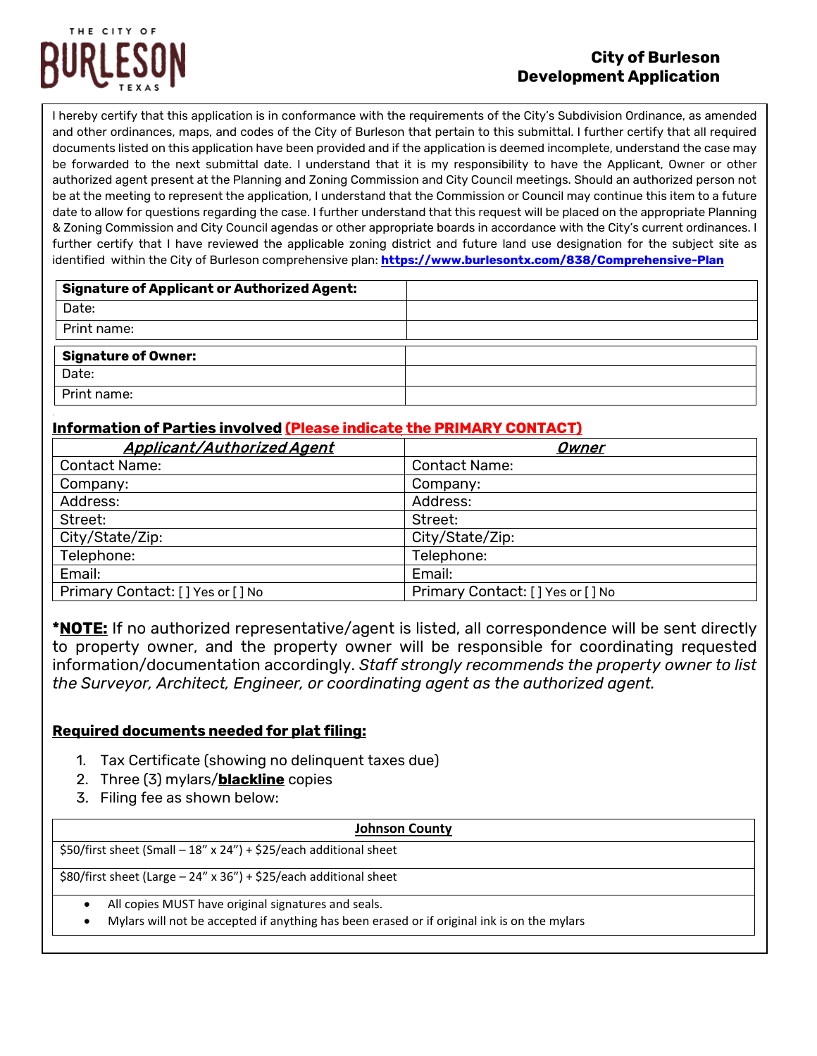# City of Burleson Development Application

I hereby certify that this application is in conformance with the requirements of the City's Subdivision Ordinance, as amended and other ordinances, maps, and codes of the City of Burleson that pertain to this submittal. I further certify that all required documents listed on this application have been provided and if the application is deemed incomplete, understand the case may be forwarded to the next submittal date. I understand that it is my responsibility to have the Applicant, Owner or other authorized agent present at the Planning and Zoning Commission and City Council meetings. Should an authorized person not be at the meeting to represent the application, I understand that the Commission or Council may continue this item to a future date to allow for questions regarding the case. I further understand that this request will be placed on the appropriate Planning & Zoning Commission and City Council agendas or other appropriate boards in accordance with the City's current ordinances. I further certify that I have reviewed the applicable zoning district and future land use designation for the subject site as identified within the City of Burleson comprehensive plan: **https://www.burlesontx.com/838/Comprehensive-Plan**

| **Signature of Applicant or Authorized Agent:** | |
|---|---|
| Date: | |
| Print name: | |

| **Signature of Owner:** | |
|---|---|
| Date: | |
| Print name: | |

**Information of Parties involved (Please indicate the PRIMARY CONTACT)**

| ***Applicant/Authorized Agent*** | ***Owner*** |
|---|---|
| Contact Name: | Contact Name: |
| Company: | Company: |
| Address: | Address: |
| Street: | Street: |
| City/State/Zip: | City/State/Zip: |
| Telephone: | Telephone: |
| Email: | Email: |
| Primary Contact: [ ] Yes or [ ] No | Primary Contact: [ ] Yes or [ ] No |

***NOTE:** If no authorized representative/agent is listed, all correspondence will be sent directly to property owner, and the property owner will be responsible for coordinating requested information/documentation accordingly. *Staff strongly recommends the property owner to list the Surveyor, Architect, Engineer, or coordinating agent as the authorized agent.*

**Required documents needed for plat filing:**

1. Tax Certificate (showing no delinquent taxes due)
2. Three (3) mylars/**blackline** copies
3. Filing fee as shown below:

| **Johnson County** |
|---|
| $50/first sheet (Small – 18" x 24") + $25/each additional sheet |
| $80/first sheet (Large – 24" x 36") + $25/each additional sheet |
| • All copies MUST have original signatures and seals. • Mylars will not be accepted if anything has been erased or if original ink is on the mylars |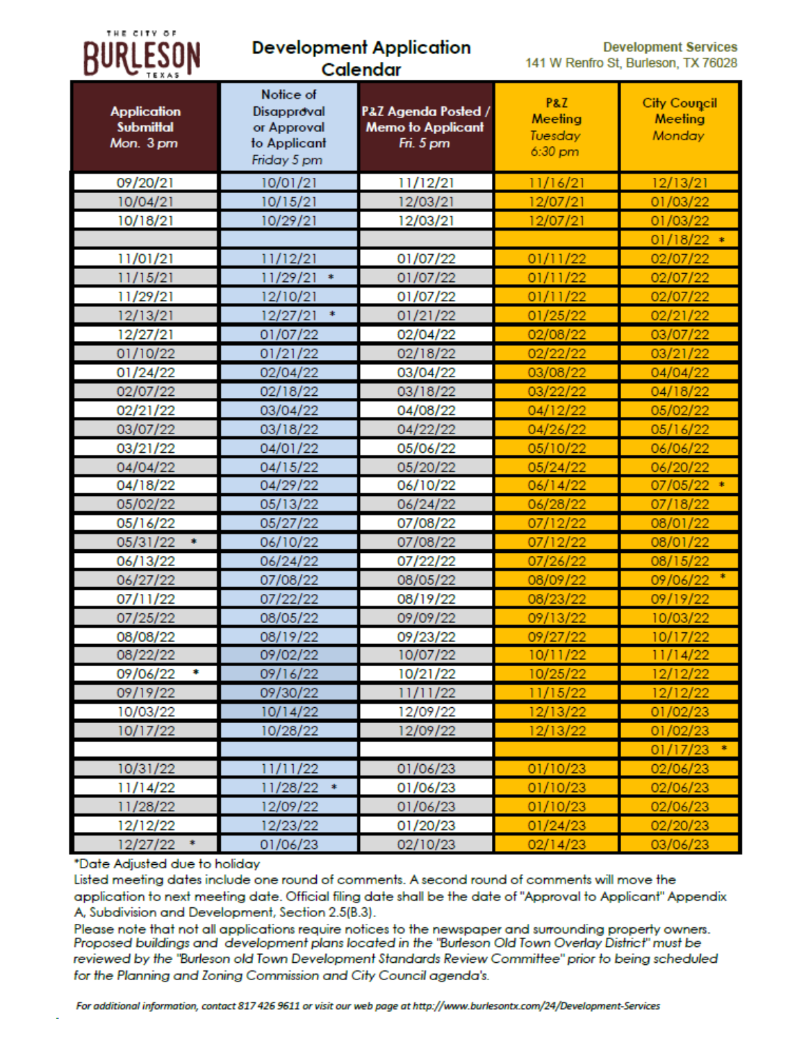# THE CITY OF BURLESON TEXAS

## Development Application Calendar

**Development Services**
141 W Renfro St, Burleson, TX 76028

| Application Submittal *Mon. 3 pm* | Notice of Disapproval or Approval to Applicant *Friday 5 pm* | P&Z Agenda Posted / Memo to Applicant *Fri. 5 pm* | P&Z Meeting *Tuesday 6:30 pm* | City Council Meeting *Monday* |
|---|---|---|---|---|
| 09/20/21 | 10/01/21 | 11/12/21 | 11/16/21 | 12/13/21 |
| 10/04/21 | 10/15/21 | 12/03/21 | 12/07/21 | 01/03/22 |
| 10/18/21 | 10/29/21 | 12/03/21 | 12/07/21 | 01/03/22 |
| | | | | 01/18/22 * |
| 11/01/21 | 11/12/21 | 01/07/22 | 01/11/22 | 02/07/22 |
| 11/15/21 | 11/29/21 * | 01/07/22 | 01/11/22 | 02/07/22 |
| 11/29/21 | 12/10/21 | 01/07/22 | 01/11/22 | 02/07/22 |
| 12/13/21 | 12/27/21 * | 01/21/22 | 01/25/22 | 02/21/22 |
| 12/27/21 | 01/07/22 | 02/04/22 | 02/08/22 | 03/07/22 |
| 01/10/22 | 01/21/22 | 02/18/22 | 02/22/22 | 03/21/22 |
| 01/24/22 | 02/04/22 | 03/04/22 | 03/08/22 | 04/04/22 |
| 02/07/22 | 02/18/22 | 03/18/22 | 03/22/22 | 04/18/22 |
| 02/21/22 | 03/04/22 | 04/08/22 | 04/12/22 | 05/02/22 |
| 03/07/22 | 03/18/22 | 04/22/22 | 04/26/22 | 05/16/22 |
| 03/21/22 | 04/01/22 | 05/06/22 | 05/10/22 | 06/06/22 |
| 04/04/22 | 04/15/22 | 05/20/22 | 05/24/22 | 06/20/22 |
| 04/18/22 | 04/29/22 | 06/10/22 | 06/14/22 | 07/05/22 * |
| 05/02/22 | 05/13/22 | 06/24/22 | 06/28/22 | 07/18/22 |
| 05/16/22 | 05/27/22 | 07/08/22 | 07/12/22 | 08/01/22 |
| 05/31/22 * | 06/10/22 | 07/08/22 | 07/12/22 | 08/01/22 |
| 06/13/22 | 06/24/22 | 07/22/22 | 07/26/22 | 08/15/22 |
| 06/27/22 | 07/08/22 | 08/05/22 | 08/09/22 | 09/06/22 * |
| 07/11/22 | 07/22/22 | 08/19/22 | 08/23/22 | 09/19/22 |
| 07/25/22 | 08/05/22 | 09/09/22 | 09/13/22 | 10/03/22 |
| 08/08/22 | 08/19/22 | 09/23/22 | 09/27/22 | 10/17/22 |
| 08/22/22 | 09/02/22 | 10/07/22 | 10/11/22 | 11/14/22 |
| 09/06/22 * | 09/16/22 | 10/21/22 | 10/25/22 | 12/12/22 |
| 09/19/22 | 09/30/22 | 11/11/22 | 11/15/22 | 12/12/22 |
| 10/03/22 | 10/14/22 | 12/09/22 | 12/13/22 | 01/02/23 |
| 10/17/22 | 10/28/22 | 12/09/22 | 12/13/22 | 01/02/23 |
| | | | | 01/17/23 * |
| 10/31/22 | 11/11/22 | 01/06/23 | 01/10/23 | 02/06/23 |
| 11/14/22 | 11/28/22 * | 01/06/23 | 01/10/23 | 02/06/23 |
| 11/28/22 | 12/09/22 | 01/06/23 | 01/10/23 | 02/06/23 |
| 12/12/22 | 12/23/22 | 01/20/23 | 01/24/23 | 02/20/23 |
| 12/27/22 * | 01/06/23 | 02/10/23 | 02/14/23 | 03/06/23 |

*Date Adjusted due to holiday

Listed meeting dates include one round of comments. A second round of comments will move the application to next meeting date. Official filing date shall be the date of "Approval to Applicant" Appendix A, Subdivision and Development, Section 2.5(B.3).

Please note that not all applications require notices to the newspaper and surrounding property owners. *Proposed buildings and development plans located in the "Burleson Old Town Overlay District" must be reviewed by the "Burleson old Town Development Standards Review Committee" prior to being scheduled for the Planning and Zoning Commission and City Council agenda's.*

*For additional information, contact 817 426 9611 or visit our web page at http://www.burlesontx.com/24/Development-Services*